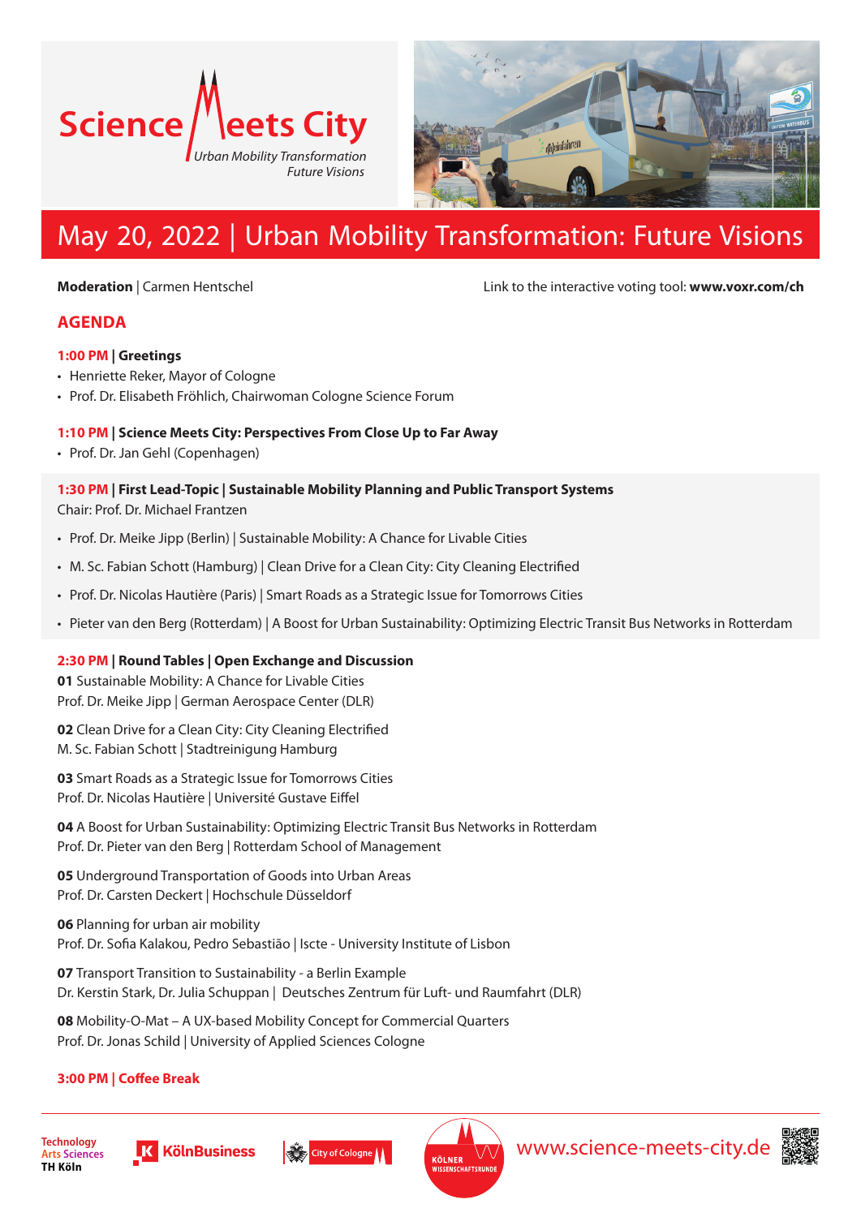# Science Meets City

*Urban Mobility Transformation*
*Future Visions*

## May 20, 2022 | Urban Mobility Transformation: Future Visions

**Moderation** | Carmen Hentschel

Link to the interactive voting tool: **www.voxr.com/ch**

## AGENDA

### 1:00 PM | Greetings

- Henriette Reker, Mayor of Cologne
- Prof. Dr. Elisabeth Fröhlich, Chairwoman Cologne Science Forum

### 1:10 PM | Science Meets City: Perspectives From Close Up to Far Away

- Prof. Dr. Jan Gehl (Copenhagen)

### 1:30 PM | First Lead-Topic | Sustainable Mobility Planning and Public Transport Systems

Chair: Prof. Dr. Michael Frantzen

- Prof. Dr. Meike Jipp (Berlin) | Sustainable Mobility: A Chance for Livable Cities
- M. Sc. Fabian Schott (Hamburg) | Clean Drive for a Clean City: City Cleaning Electrified
- Prof. Dr. Nicolas Hautière (Paris) | Smart Roads as a Strategic Issue for Tomorrows Cities
- Pieter van den Berg (Rotterdam) | A Boost for Urban Sustainability: Optimizing Electric Transit Bus Networks in Rotterdam

### 2:30 PM | Round Tables | Open Exchange and Discussion

**01** Sustainable Mobility: A Chance for Livable Cities
Prof. Dr. Meike Jipp | German Aerospace Center (DLR)

**02** Clean Drive for a Clean City: City Cleaning Electrified
M. Sc. Fabian Schott | Stadtreinigung Hamburg

**03** Smart Roads as a Strategic Issue for Tomorrows Cities
Prof. Dr. Nicolas Hautière | Université Gustave Eiffel

**04** A Boost for Urban Sustainability: Optimizing Electric Transit Bus Networks in Rotterdam
Prof. Dr. Pieter van den Berg | Rotterdam School of Management

**05** Underground Transportation of Goods into Urban Areas
Prof. Dr. Carsten Deckert | Hochschule Düsseldorf

**06** Planning for urban air mobility
Prof. Dr. Sofia Kalakou, Pedro Sebastião | Iscte - University Institute of Lisbon

**07** Transport Transition to Sustainability - a Berlin Example
Dr. Kerstin Stark, Dr. Julia Schuppan | Deutsches Zentrum für Luft- und Raumfahrt (DLR)

**08** Mobility-O-Mat – A UX-based Mobility Concept for Commercial Quarters
Prof. Dr. Jonas Schild | University of Applied Sciences Cologne

### 3:00 PM | Coffee Break

Technology Arts Sciences TH Köln | KölnBusiness | City of Cologne | Kölner Wissenschaftsrunde

www.science-meets-city.de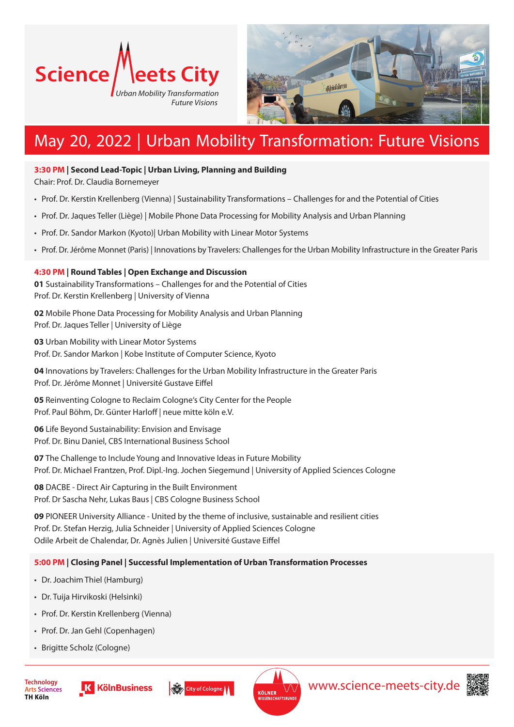# Science Meets City

*Urban Mobility Transformation*
*Future Visions*

## May 20, 2022 | Urban Mobility Transformation: Future Visions

**3:30 PM | Second Lead-Topic | Urban Living, Planning and Building**
Chair: Prof. Dr. Claudia Bornemeyer

- Prof. Dr. Kerstin Krellenberg (Vienna) | Sustainability Transformations – Challenges for and the Potential of Cities
- Prof. Dr. Jaques Teller (Liège) | Mobile Phone Data Processing for Mobility Analysis and Urban Planning
- Prof. Dr. Sandor Markon (Kyoto)| Urban Mobility with Linear Motor Systems
- Prof. Dr. Jérôme Monnet (Paris) | Innovations by Travelers: Challenges for the Urban Mobility Infrastructure in the Greater Paris

**4:30 PM | Round Tables | Open Exchange and Discussion**

**01** Sustainability Transformations – Challenges for and the Potential of Cities
Prof. Dr. Kerstin Krellenberg | University of Vienna

**02** Mobile Phone Data Processing for Mobility Analysis and Urban Planning
Prof. Dr. Jaques Teller | University of Liège

**03** Urban Mobility with Linear Motor Systems
Prof. Dr. Sandor Markon | Kobe Institute of Computer Science, Kyoto

**04** Innovations by Travelers: Challenges for the Urban Mobility Infrastructure in the Greater Paris
Prof. Dr. Jérôme Monnet | Université Gustave Eiffel

**05** Reinventing Cologne to Reclaim Cologne's City Center for the People
Prof. Paul Böhm, Dr. Günter Harloff | neue mitte köln e.V.

**06** Life Beyond Sustainability: Envision and Envisage
Prof. Dr. Binu Daniel, CBS International Business School

**07** The Challenge to Include Young and Innovative Ideas in Future Mobility
Prof. Dr. Michael Frantzen, Prof. Dipl.-Ing. Jochen Siegemund | University of Applied Sciences Cologne

**08** DACBE - Direct Air Capturing in the Built Environment
Prof. Dr Sascha Nehr, Lukas Baus | CBS Cologne Business School

**09** PIONEER University Alliance - United by the theme of inclusive, sustainable and resilient cities
Prof. Dr. Stefan Herzig, Julia Schneider | University of Applied Sciences Cologne
Odile Arbeit de Chalendar, Dr. Agnès Julien | Université Gustave Eiffel

**5:00 PM | Closing Panel | Successful Implementation of Urban Transformation Processes**

- Dr. Joachim Thiel (Hamburg)
- Dr. Tuija Hirvikoski (Helsinki)
- Prof. Dr. Kerstin Krellenberg (Vienna)
- Prof. Dr. Jan Gehl (Copenhagen)
- Brigitte Scholz (Cologne)

Technology Arts Sciences TH Köln | KölnBusiness | City of Cologne | Kölner Wissenschaftsrunde

www.science-meets-city.de